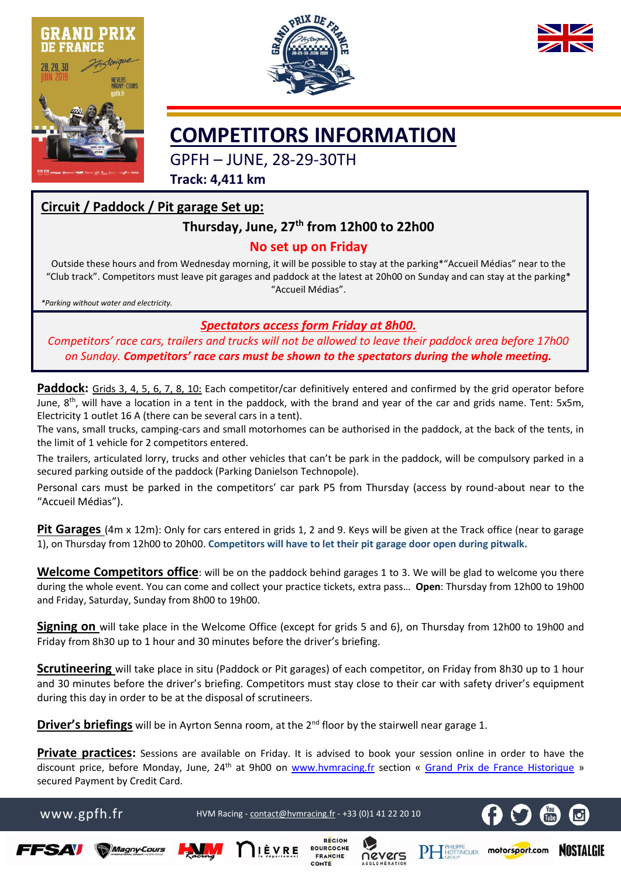# COMPETITORS INFORMATION

GPFH – JUNE, 28-29-30TH

**Track: 4,411 km**

## Circuit / Paddock / Pit garage Set up:

**Thursday, June, 27th from 12h00 to 22h00**

**No set up on Friday**

Outside these hours and from Wednesday morning, it will be possible to stay at the parking*"Accueil Médias" near to the "Club track". Competitors must leave pit garages and paddock at the latest at 20h00 on Sunday and can stay at the parking* "Accueil Médias".

*Parking without water and electricity.

***Spectators access form Friday at 8h00.***

*Competitors' race cars, trailers and trucks will not be allowed to leave their paddock area before 17h00 on Sunday.* ***Competitors' race cars must be shown to the spectators during the whole meeting.***

**Paddock:** Grids 3, 4, 5, 6, 7, 8, 10: Each competitor/car definitively entered and confirmed by the grid operator before June, 8th, will have a location in a tent in the paddock, with the brand and year of the car and grids name. Tent: 5x5m, Electricity 1 outlet 16 A (there can be several cars in a tent).

The vans, small trucks, camping-cars and small motorhomes can be authorised in the paddock, at the back of the tents, in the limit of 1 vehicle for 2 competitors entered.

The trailers, articulated lorry, trucks and other vehicles that can't be park in the paddock, will be compulsory parked in a secured parking outside of the paddock (Parking Danielson Technopole).

Personal cars must be parked in the competitors' car park P5 from Thursday (access by round-about near to the "Accueil Médias").

**Pit Garages** (4m x 12m): Only for cars entered in grids 1, 2 and 9. Keys will be given at the Track office (near to garage 1), on Thursday from 12h00 to 20h00. **Competitors will have to let their pit garage door open during pitwalk.**

**Welcome Competitors office**: will be on the paddock behind garages 1 to 3. We will be glad to welcome you there during the whole event. You can come and collect your practice tickets, extra pass… **Open**: Thursday from 12h00 to 19h00 and Friday, Saturday, Sunday from 8h00 to 19h00.

**Signing on** will take place in the Welcome Office (except for grids 5 and 6), on Thursday from 12h00 to 19h00 and Friday from 8h30 up to 1 hour and 30 minutes before the driver's briefing.

**Scrutineering** will take place in situ (Paddock or Pit garages) of each competitor, on Friday from 8h30 up to 1 hour and 30 minutes before the driver's briefing. Competitors must stay close to their car with safety driver's equipment during this day in order to be at the disposal of scrutineers.

**Driver's briefings** will be in Ayrton Senna room, at the 2nd floor by the stairwell near garage 1.

**Private practices:** Sessions are available on Friday. It is advised to book your session online in order to have the discount price, before Monday, June, 24th at 9h00 on www.hvmracing.fr section « Grand Prix de France Historique » secured Payment by Credit Card.

www.gpfh.fr HVM Racing - contact@hvmracing.fr - +33 (0)1 41 22 20 10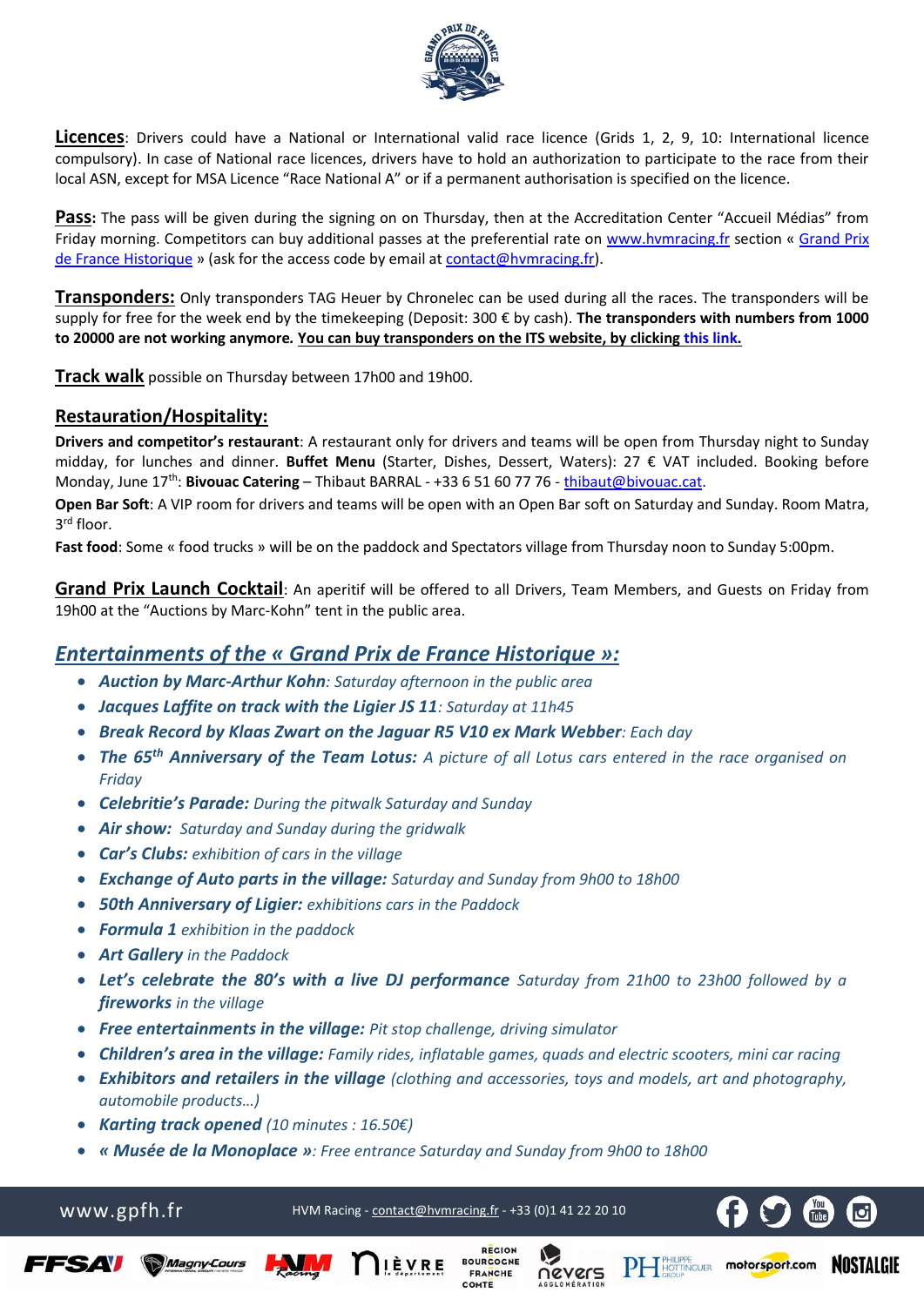**Licences**: Drivers could have a National or International valid race licence (Grids 1, 2, 9, 10: International licence compulsory). In case of National race licences, drivers have to hold an authorization to participate to the race from their local ASN, except for MSA Licence "Race National A" or if a permanent authorisation is specified on the licence.

**Pass:** The pass will be given during the signing on on Thursday, then at the Accreditation Center "Accueil Médias" from Friday morning. Competitors can buy additional passes at the preferential rate on www.hvmracing.fr section « Grand Prix de France Historique » (ask for the access code by email at contact@hvmracing.fr).

**Transponders:** Only transponders TAG Heuer by Chronelec can be used during all the races. The transponders will be supply for free for the week end by the timekeeping (Deposit: 300 € by cash). **The transponders with numbers from 1000 to 20000 are not working anymore. You can buy transponders on the ITS website, by clicking this link.**

**Track walk** possible on Thursday between 17h00 and 19h00.

## Restauration/Hospitality:

**Drivers and competitor's restaurant**: A restaurant only for drivers and teams will be open from Thursday night to Sunday midday, for lunches and dinner. **Buffet Menu** (Starter, Dishes, Dessert, Waters): 27 € VAT included. Booking before Monday, June 17th: **Bivouac Catering** – Thibaut BARRAL - +33 6 51 60 77 76 - thibaut@bivouac.cat.

**Open Bar Soft**: A VIP room for drivers and teams will be open with an Open Bar soft on Saturday and Sunday. Room Matra, 3rd floor.

**Fast food**: Some « food trucks » will be on the paddock and Spectators village from Thursday noon to Sunday 5:00pm.

**Grand Prix Launch Cocktail**: An aperitif will be offered to all Drivers, Team Members, and Guests on Friday from 19h00 at the "Auctions by Marc-Kohn" tent in the public area.

## *Entertainments of the « Grand Prix de France Historique »:*

- ***Auction by Marc-Arthur Kohn**: Saturday afternoon in the public area*
- ***Jacques Laffite on track with the Ligier JS 11**: Saturday at 11h45*
- ***Break Record by Klaas Zwart on the Jaguar R5 V10 ex Mark Webber**: Each day*
- ***The 65th Anniversary of the Team Lotus:** A picture of all Lotus cars entered in the race organised on Friday*
- ***Celebritie's Parade:** During the pitwalk Saturday and Sunday*
- ***Air show:** Saturday and Sunday during the gridwalk*
- ***Car's Clubs:** exhibition of cars in the village*
- ***Exchange of Auto parts in the village:** Saturday and Sunday from 9h00 to 18h00*
- ***50th Anniversary of Ligier:** exhibitions cars in the Paddock*
- ***Formula 1** exhibition in the paddock*
- ***Art Gallery** in the Paddock*
- ***Let's celebrate the 80's with a live DJ performance** Saturday from 21h00 to 23h00 followed by a **fireworks** in the village*
- ***Free entertainments in the village:** Pit stop challenge, driving simulator*
- ***Children's area in the village:** Family rides, inflatable games, quads and electric scooters, mini car racing*
- ***Exhibitors and retailers in the village** (clothing and accessories, toys and models, art and photography, automobile products…)*
- ***Karting track opened** (10 minutes : 16.50€)*
- ***« Musée de la Monoplace »**: Free entrance Saturday and Sunday from 9h00 to 18h00*

www.gpfh.fr HVM Racing - contact@hvmracing.fr - +33 (0)1 41 22 20 10